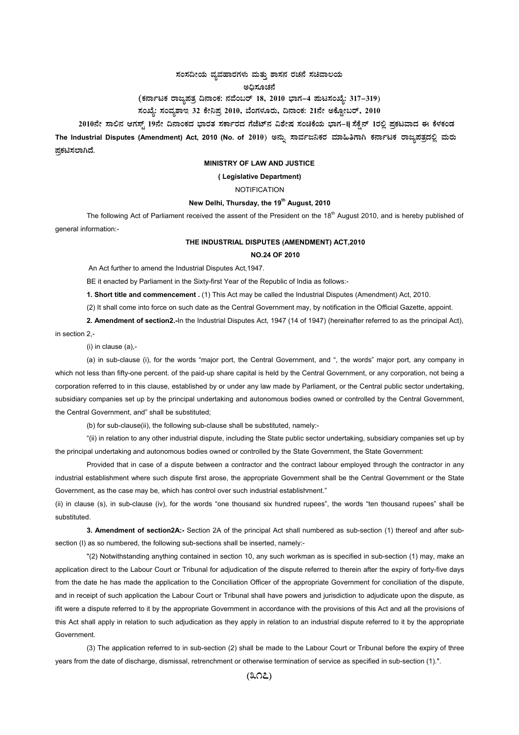# ಸಂಸದೀಯ ವ್ಯವಹಾರಗಳು ಮತ್ತು ಶಾಸನ ರಚನೆ ಸಚಿವಾಲಯ

## ಅಧಿಸೂಚನೆ

**(ಕರ್ನಾಟಕ ರಾಜ್ಯಪತ್ರ ದಿನಾಂಕ: ನವೆಂಬರ್ 18, 2010 ಭಾಗ–4 ಪುಟಸಂಖ್ಯೆ: 317–319)**

**ಸಂಖ್ಯೆ: ಸಂವ್ಯಶಾಇ 32 ಕೇನಿಪ್ರ 2010, ಬೆಂಗಳೂರು, ದಿನಾಂಕ: 21ನೇ ಅಕ್ಟೋಬರ್, 2010**

**2010ನೇ ಸಾಲಿನ ಆಗಸ್ಟ್ 19ನೇ ದಿನಾಂಕದ ಭಾರತ ಸರ್ಕಾರದ ಗೆಜೆಟ್‌ನ ವಿಶೇಷ ಸಂಚಿಕೆಯ ಭಾಗ–II ಸೆಕ್ಷನ್ 1ರಲ್ಲಿ ಪ್ರಕಟವಾದ ಈ ಕೆಳಕಂಡ The Industrial Disputes (Amendment) Act, 2010 (No. of 2010)** ಅನ್ನು ಸಾರ್ವಜನಿಕರ ಮಾಹಿತಿಗಾಗಿ ಕರ್ನಾಟಕ ರಾಜ್ಯಪತ್ರದಲ್ಲಿ ಮರು ಪ್ರಕಟಿಸಲಾಗಿದೆ.

**MINISTRY OF LAW AND JUSTICE**

**( Legislative Department)**

NOTIFICATION

**New Delhi, Thursday, the 19th August, 2010**

The following Act of Parliament received the assent of the President on the 18th August 2010, and is hereby published of general information:-

**THE INDUSTRIAL DISPUTES (AMENDMENT) ACT,2010**

**NO.24 OF 2010**

An Act further to amend the Industrial Disputes Act,1947.

BE it enacted by Parliament in the Sixty-first Year of the Republic of India as follows:-

**1. Short title and commencement .** (1) This Act may be called the Industrial Disputes (Amendment) Act, 2010.

(2) It shall come into force on such date as the Central Government may, by notification in the Official Gazette, appoint.

**2. Amendment of section2.**-In the Industrial Disputes Act, 1947 (14 of 1947) (hereinafter referred to as the principal Act), in section 2,-

(i) in clause (a),-

(a) in sub-clause (i), for the words "major port, the Central Government, and ", the words" major port, any company in which not less than fifty-one percent. of the paid-up share capital is held by the Central Government, or any corporation, not being a corporation referred to in this clause, established by or under any law made by Parliament, or the Central public sector undertaking, subsidiary companies set up by the principal undertaking and autonomous bodies owned or controlled by the Central Government, the Central Government, and" shall be substituted;

(b) for sub-clause(ii), the following sub-clause shall be substituted, namely:-

"(ii) in relation to any other industrial dispute, including the State public sector undertaking, subsidiary companies set up by the principal undertaking and autonomous bodies owned or controlled by the State Government, the State Government:

Provided that in case of a dispute between a contractor and the contract labour employed through the contractor in any industrial establishment where such dispute first arose, the appropriate Government shall be the Central Government or the State Government, as the case may be, which has control over such industrial establishment."

(ii) in clause (s), in sub-clause (iv), for the words "one thousand six hundred rupees", the words "ten thousand rupees" shall be substituted.

**3. Amendment of section2A:-** Section 2A of the principal Act shall numbered as sub-section (1) thereof and after sub-section (I) as so numbered, the following sub-sections shall be inserted, namely:-

"(2) Notwithstanding anything contained in section 10, any such workman as is specified in sub-section (1) may, make an application direct to the Labour Court or Tribunal for adjudication of the dispute referred to therein after the expiry of forty-five days from the date he has made the application to the Conciliation Officer of the appropriate Government for conciliation of the dispute, and in receipt of such application the Labour Court or Tribunal shall have powers and jurisdiction to adjudicate upon the dispute, as ifit were a dispute referred to it by the appropriate Government in accordance with the provisions of this Act and all the provisions of this Act shall apply in relation to such adjudication as they apply in relation to an industrial dispute referred to it by the appropriate Government.

(3) The application referred to in sub-section (2) shall be made to the Labour Court or Tribunal before the expiry of three years from the date of discharge, dismissal, retrenchment or otherwise termination of service as specified in sub-section (1).".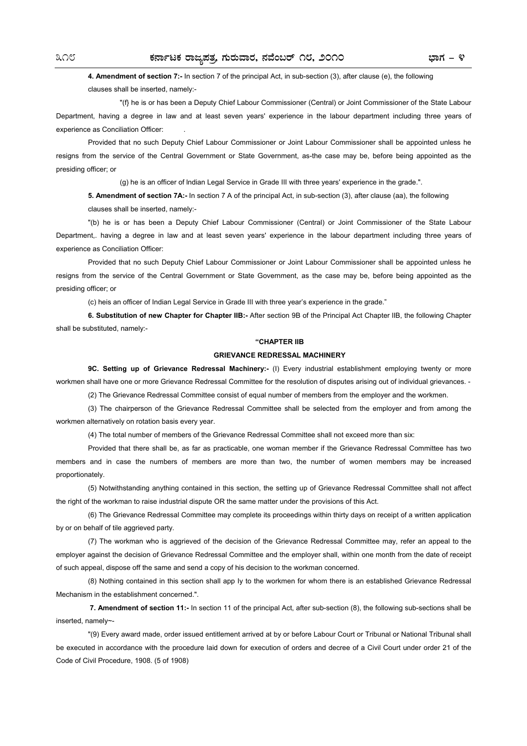**4. Amendment of section 7:-** In section 7 of the principal Act, in sub-section (3), after clause (e), the following clauses shall be inserted, namely:-

"(f} he is or has been a Deputy Chief Labour Commissioner (Central) or Joint Commissioner of the State Labour Department, having a degree in law and at least seven years' experience in the labour department including three years of experience as Conciliation Officer: .

Provided that no such Deputy Chief Labour Commissioner or Joint Labour Commissioner shall be appointed unless he resigns from the service of the Central Government or State Government, as-the case may be, before being appointed as the presiding officer; or

(g) he is an officer of lndian Legal Service in Grade III with three years' experience in the grade.".

**5. Amendment of section 7A:-** In section 7 A of the principal Act, in sub-section (3), after clause (aa), the following clauses shall be inserted, namely:-

"(b) he is or has been a Deputy Chief Labour Commissioner (Central) or Joint Commissioner of the State Labour Department,. having a degree in law and at least seven years' experience in the labour department including three years of experience as Conciliation Officer:

Provided that no such Deputy Chief Labour Commissioner or Joint Labour Commissioner shall be appointed unless he resigns from the service of the Central Government or State Government, as the case may be, before being appointed as the presiding officer; or

(c) heis an officer of Indian Legal Service in Grade III with three year's experience in the grade."

**6. Substitution of new Chapter for Chapter IIB:-** After section 9B of the Principal Act Chapter IIB, the following Chapter shall be substituted, namely:-

**"CHAPTER IIB**

**GRIEVANCE REDRESSAL MACHINERY**

**9C. Setting up of Grievance Redressal Machinery:-** (I) Every industrial establishment employing twenty or more workmen shall have one or more Grievance Redressal Committee for the resolution of disputes arising out of individual grievances. -

(2) The Grievance Redressal Committee consist of equal number of members from the employer and the workmen.

(3) The chairperson of the Grievance Redressal Committee shall be selected from the employer and from among the workmen alternatively on rotation basis every year.

(4) The total number of members of the Grievance Redressal Committee shall not exceed more than six:

Provided that there shall be, as far as practicable, one woman member if the Grievance Redressal Committee has two members and in case the numbers of members are more than two, the number of women members may be increased proportionately.

(5) Notwithstanding anything contained in this section, the setting up of Grievance Redressal Committee shall not affect the right of the workman to raise industrial dispute OR the same matter under the provisions of this Act.

(6) The Grievance Redressal Committee may complete its proceedings within thirty days on receipt of a written application by or on behalf of tile aggrieved party.

(7) The workman who is aggrieved of the decision of the Grievance Redressal Committee may, refer an appeal to the employer against the decision of Grievance Redressal Committee and the employer shall, within one month from the date of receipt of such appeal, dispose off the same and send a copy of his decision to the workman concerned.

(8) Nothing contained in this section shall app ly to the workmen for whom there is an established Grievance Redressal Mechanism in the establishment concerned.".

**7. Amendment of section 11:-** In section 11 of the principal Act, after sub-section (8), the following sub-sections shall be inserted, namely~-

"(9) Every award made, order issued entitlement arrived at by or before Labour Court or Tribunal or National Tribunal shall be executed in accordance with the procedure laid down for execution of orders and decree of a Civil Court under order 21 of the Code of Civil Procedure, 1908. (5 of 1908)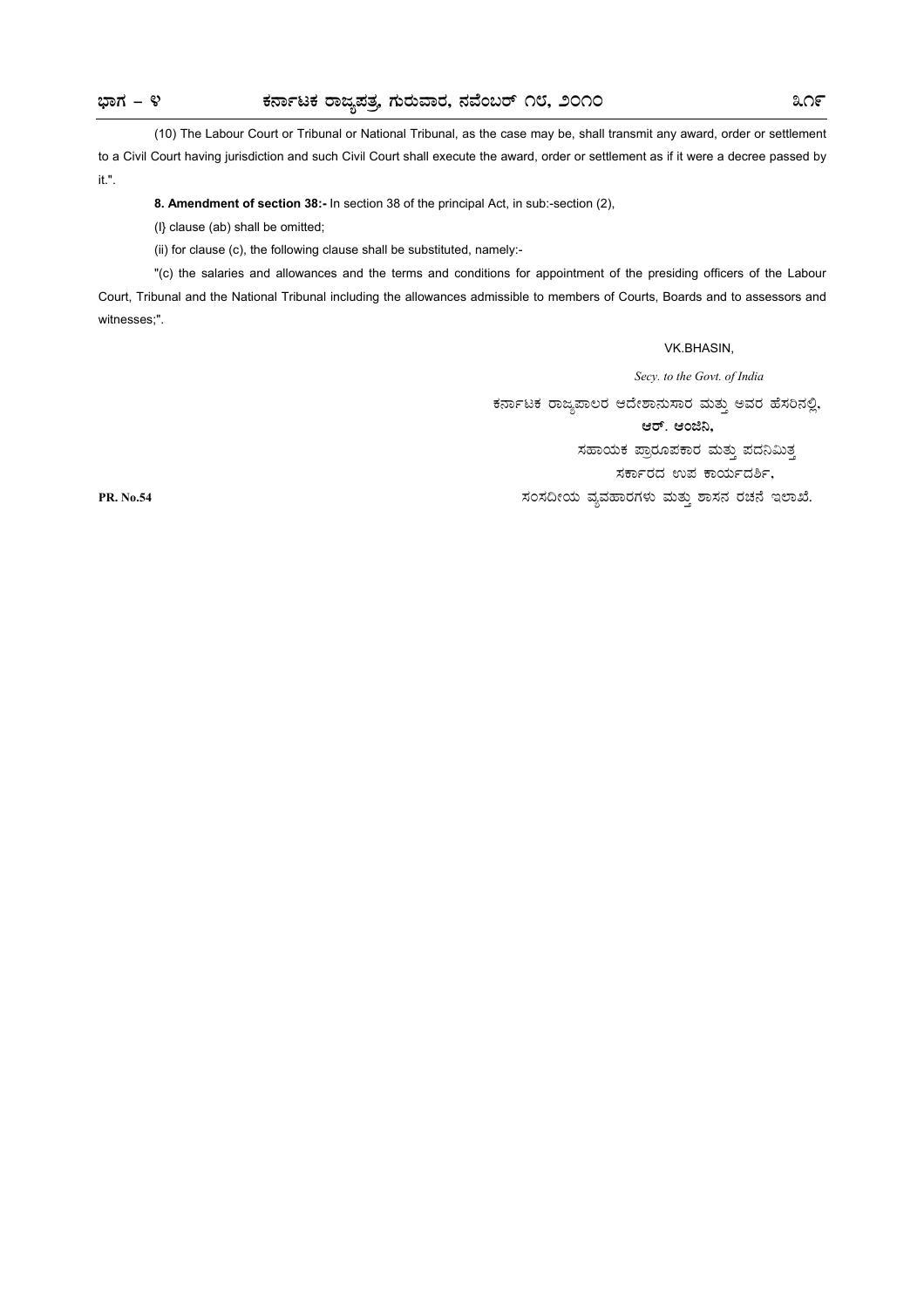(10) The Labour Court or Tribunal or National Tribunal, as the case may be, shall transmit any award, order or settlement to a Civil Court having jurisdiction and such Civil Court shall execute the award, order or settlement as if it were a decree passed by it.".

**8. Amendment of section 38:-** In section 38 of the principal Act, in sub:-section (2),

(I} clause (ab) shall be omitted;

(ii) for clause (c), the following clause shall be substituted, namely:-

"(c) the salaries and allowances and the terms and conditions for appointment of the presiding officers of the Labour Court, Tribunal and the National Tribunal including the allowances admissible to members of Courts, Boards and to assessors and witnesses;".

VK.BHASIN,

*Secy. to the Govt. of India*

ಕರ್ನಾಟಕ ರಾಜ್ಯಪಾಲರ ಆದೇಶಾನುಸಾರ ಮತ್ತು ಅವರ ಹೆಸರಿನಲ್ಲಿ,

**ಆರ್. ಆಂಜಿನಿ,**

ಸಹಾಯಕ ಪ್ರಾರೂಪಕಾರ ಮತ್ತು ಪದನಿಮಿತ್ತ

ಸರ್ಕಾರದ ಉಪ ಕಾರ್ಯದರ್ಶಿ,

**PR. No.54**

ಸಂಸದೀಯ ವ್ಯವಹಾರಗಳು ಮತ್ತು ಶಾಸನ ರಚನೆ ಇಲಾಖೆ.